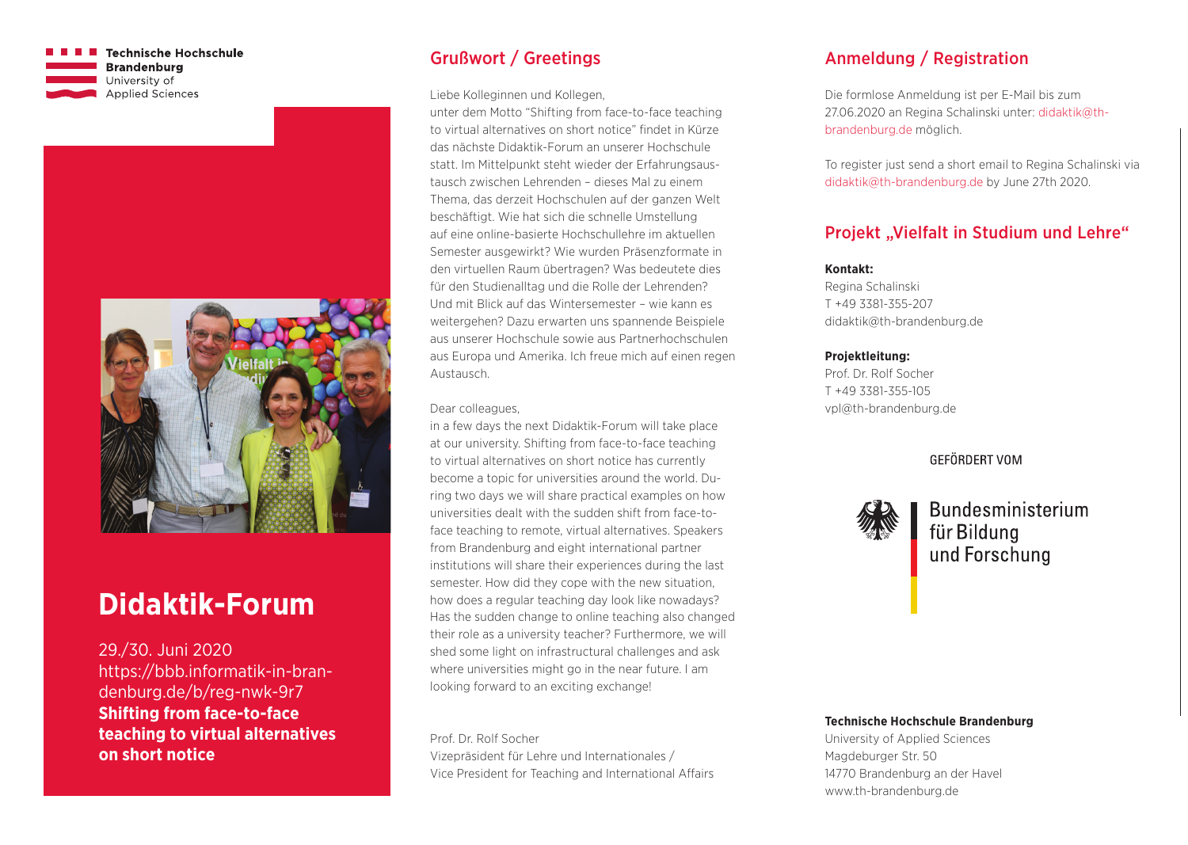**Technische Hochschule Brandenburg**
University of Applied Sciences

# Didaktik-Forum

29./30. Juni 2020
https://bbb.informatik-in-brandenburg.de/b/reg-nwk-9r7
**Shifting from face-to-face teaching to virtual alternatives on short notice**

## Grußwort / Greetings

Liebe Kolleginnen und Kollegen,
unter dem Motto "Shifting from face-to-face teaching to virtual alternatives on short notice" findet in Kürze das nächste Didaktik-Forum an unserer Hochschule statt. Im Mittelpunkt steht wieder der Erfahrungsaustausch zwischen Lehrenden – dieses Mal zu einem Thema, das derzeit Hochschulen auf der ganzen Welt beschäftigt. Wie hat sich die schnelle Umstellung auf eine online-basierte Hochschullehre im aktuellen Semester ausgewirkt? Wie wurden Präsenzformate in den virtuellen Raum übertragen? Was bedeutete dies für den Studienalltag und die Rolle der Lehrenden? Und mit Blick auf das Wintersemester – wie kann es weitergehen? Dazu erwarten uns spannende Beispiele aus unserer Hochschule sowie aus Partnerhochschulen aus Europa und Amerika. Ich freue mich auf einen regen Austausch.

Dear colleagues,
in a few days the next Didaktik-Forum will take place at our university. Shifting from face-to-face teaching to virtual alternatives on short notice has currently become a topic for universities around the world. During two days we will share practical examples on how universities dealt with the sudden shift from face-to-face teaching to remote, virtual alternatives. Speakers from Brandenburg and eight international partner institutions will share their experiences during the last semester. How did they cope with the new situation, how does a regular teaching day look like nowadays? Has the sudden change to online teaching also changed their role as a university teacher? Furthermore, we will shed some light on infrastructural challenges and ask where universities might go in the near future. I am looking forward to an exciting exchange!

Prof. Dr. Rolf Socher
Vizepräsident für Lehre und Internationales /
Vice President for Teaching and International Affairs

## Anmeldung / Registration

Die formlose Anmeldung ist per E-Mail bis zum 27.06.2020 an Regina Schalinski unter: didaktik@th-brandenburg.de möglich.

To register just send a short email to Regina Schalinski via didaktik@th-brandenburg.de by June 27th 2020.

## Projekt „Vielfalt in Studium und Lehre"

**Kontakt:**
Regina Schalinski
T +49 3381-355-207
didaktik@th-brandenburg.de

**Projektleitung:**
Prof. Dr. Rolf Socher
T +49 3381-355-105
vpl@th-brandenburg.de

GEFÖRDERT VOM

Bundesministerium für Bildung und Forschung

**Technische Hochschule Brandenburg**
University of Applied Sciences
Magdeburger Str. 50
14770 Brandenburg an der Havel
www.th-brandenburg.de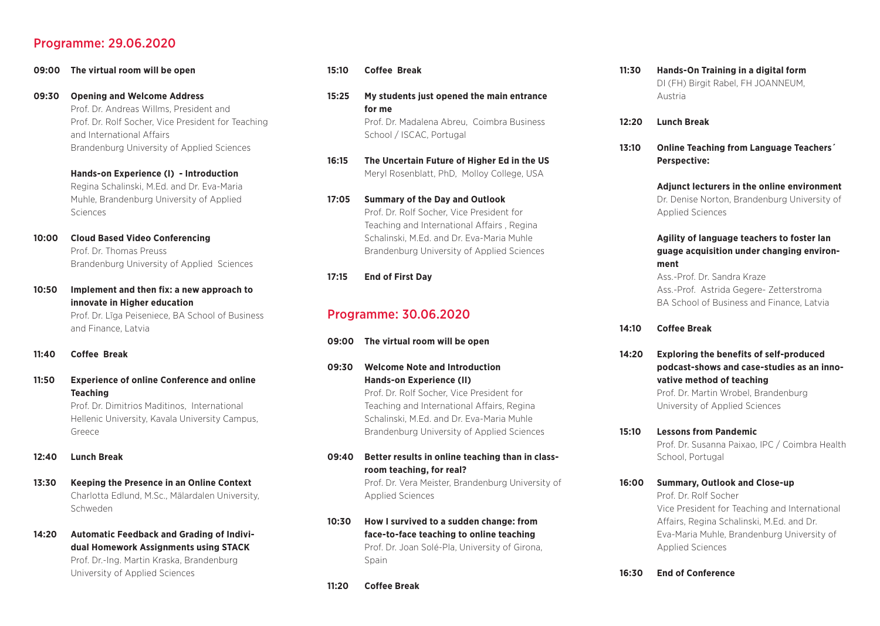## Programme: 29.06.2020

**09:00 The virtual room will be open**

**09:30 Opening and Welcome Address**
Prof. Dr. Andreas Willms, President and Prof. Dr. Rolf Socher, Vice President for Teaching and International Affairs
Brandenburg University of Applied Sciences

**Hands-on Experience (I) - Introduction**
Regina Schalinski, M.Ed. and Dr. Eva-Maria Muhle, Brandenburg University of Applied Sciences

**10:00 Cloud Based Video Conferencing**
Prof. Dr. Thomas Preuss
Brandenburg University of Applied Sciences

**10:50 Implement and then fix: a new approach to innovate in Higher education**
Prof. Dr. Līga Peiseniece, BA School of Business and Finance, Latvia

**11:40 Coffee Break**

**11:50 Experience of online Conference and online Teaching**
Prof. Dr. Dimitrios Maditinos, International Hellenic University, Kavala University Campus, Greece

**12:40 Lunch Break**

**13:30 Keeping the Presence in an Online Context**
Charlotta Edlund, M.Sc., Mälardalen University, Schweden

**14:20 Automatic Feedback and Grading of Individual Homework Assignments using STACK**
Prof. Dr.-Ing. Martin Kraska, Brandenburg University of Applied Sciences

**15:10 Coffee Break**

**15:25 My students just opened the main entrance for me**
Prof. Dr. Madalena Abreu, Coimbra Business School / ISCAC, Portugal

**16:15 The Uncertain Future of Higher Ed in the US**
Meryl Rosenblatt, PhD, Molloy College, USA

**17:05 Summary of the Day and Outlook**
Prof. Dr. Rolf Socher, Vice President for Teaching and International Affairs , Regina Schalinski, M.Ed. and Dr. Eva-Maria Muhle
Brandenburg University of Applied Sciences

**17:15 End of First Day**

## Programme: 30.06.2020

**09:00 The virtual room will be open**

**09:30 Welcome Note and Introduction**
**Hands-on Experience (II)**
Prof. Dr. Rolf Socher, Vice President for Teaching and International Affairs, Regina Schalinski, M.Ed. and Dr. Eva-Maria Muhle
Brandenburg University of Applied Sciences

**09:40 Better results in online teaching than in classroom teaching, for real?**
Prof. Dr. Vera Meister, Brandenburg University of Applied Sciences

**10:30 How I survived to a sudden change: from face-to-face teaching to online teaching**
Prof. Dr. Joan Solé-Pla, University of Girona, Spain

**11:20 Coffee Break**

**11:30 Hands-On Training in a digital form**
DI (FH) Birgit Rabel, FH JOANNEUM, Austria

**12:20 Lunch Break**

**13:10 Online Teaching from Language Teachers´ Perspective:**

**Adjunct lecturers in the online environment**
Dr. Denise Norton, Brandenburg University of Applied Sciences

**Agility of language teachers to foster language acquisition under changing environment**
Ass.-Prof. Dr. Sandra Kraze
Ass.-Prof. Astrida Gegere- Zetterstroma
BA School of Business and Finance, Latvia

**14:10 Coffee Break**

**14:20 Exploring the benefits of self-produced podcast-shows and case-studies as an innovative method of teaching**
Prof. Dr. Martin Wrobel, Brandenburg University of Applied Sciences

**15:10 Lessons from Pandemic**
Prof. Dr. Susanna Paixao, IPC / Coimbra Health School, Portugal

**16:00 Summary, Outlook and Close-up**
Prof. Dr. Rolf Socher
Vice President for Teaching and International Affairs, Regina Schalinski, M.Ed. and Dr. Eva-Maria Muhle, Brandenburg University of Applied Sciences

**16:30 End of Conference**